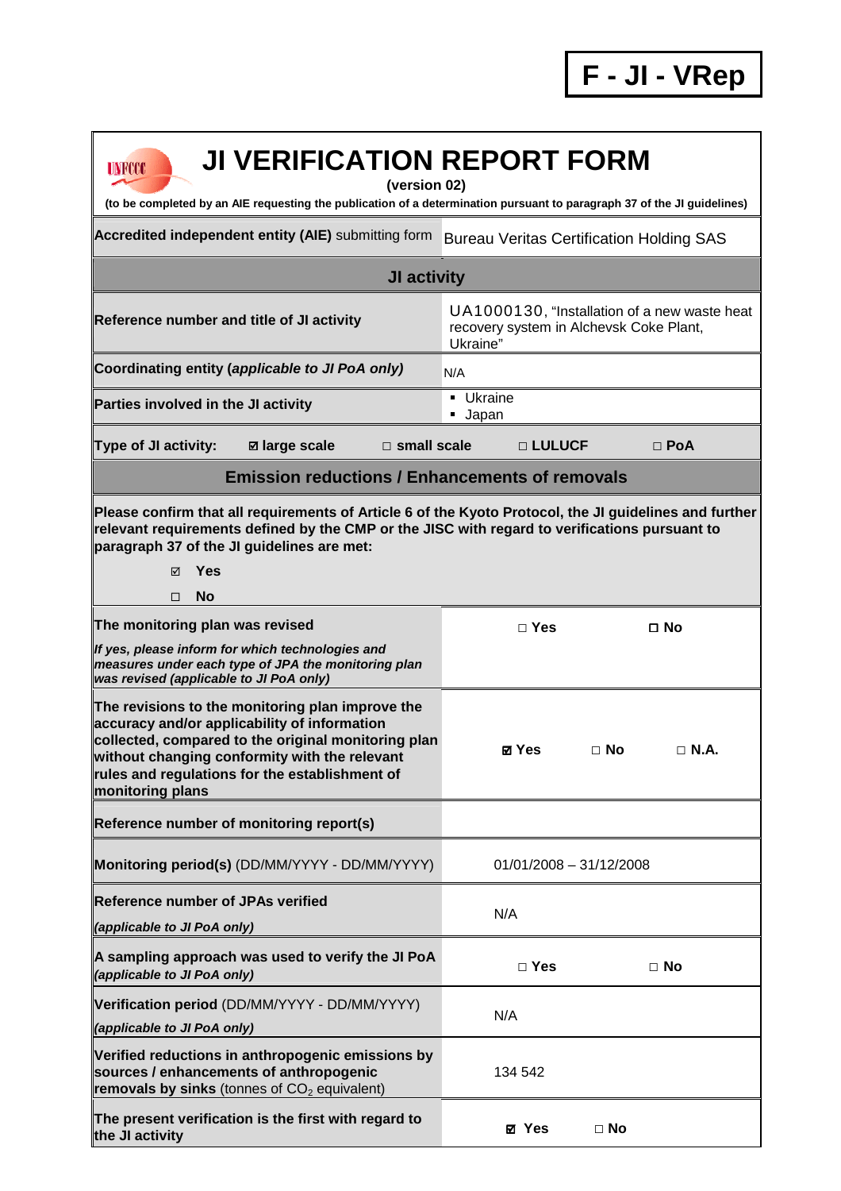**F - JI - VRep**

# JI VERIFICATION REPORT FORM

**(version 02)**

**(to be completed by an AIE requesting the publication of a determination pursuant to paragraph 37 of the JI guidelines)**

| | |
|---|---|
| **Accredited independent entity (AIE)** submitting form | Bureau Veritas Certification Holding SAS |
| **JI activity** | |
| **Reference number and title of JI activity** | UA1000130, "Installation of a new waste heat recovery system in Alchevsk Coke Plant, Ukraine" |
| **Coordinating entity** ***(applicable to JI PoA only)*** | N/A |
| **Parties involved in the JI activity** | ▪ Ukraine<br>▪ Japan |
| **Type of JI activity:** ☑ **large scale** □ **small scale** □ **LULUCF** □ **PoA** | |
| **Emission reductions / Enhancements of removals** | |
| **Please confirm that all requirements of Article 6 of the Kyoto Protocol, the JI guidelines and further relevant requirements defined by the CMP or the JISC with regard to verifications pursuant to paragraph 37 of the JI guidelines are met:**<br>☑ **Yes**<br>□ **No** | |
| **The monitoring plan was revised**<br>***If yes, please inform for which technologies and measures under each type of JPA the monitoring plan was revised (applicable to JI PoA only)*** | □ **Yes** □ **No** |
| **The revisions to the monitoring plan improve the accuracy and/or applicability of information collected, compared to the original monitoring plan without changing conformity with the relevant rules and regulations for the establishment of monitoring plans** | ☑ **Yes** □ **No** □ **N.A.** |
| **Reference number of monitoring report(s)** | |
| **Monitoring period(s)** (DD/MM/YYYY - DD/MM/YYYY) | 01/01/2008 – 31/12/2008 |
| **Reference number of JPAs verified**<br>***(applicable to JI PoA only)*** | N/A |
| **A sampling approach was used to verify the JI PoA** ***(applicable to JI PoA only)*** | □ **Yes** □ **No** |
| **Verification period** (DD/MM/YYYY - DD/MM/YYYY)<br>***(applicable to JI PoA only)*** | N/A |
| **Verified reductions in anthropogenic emissions by sources / enhancements of anthropogenic removals by sinks** (tonnes of $CO_2$ equivalent) | 134 542 |
| **The present verification is the first with regard to the JI activity** | ☑ **Yes** □ **No** |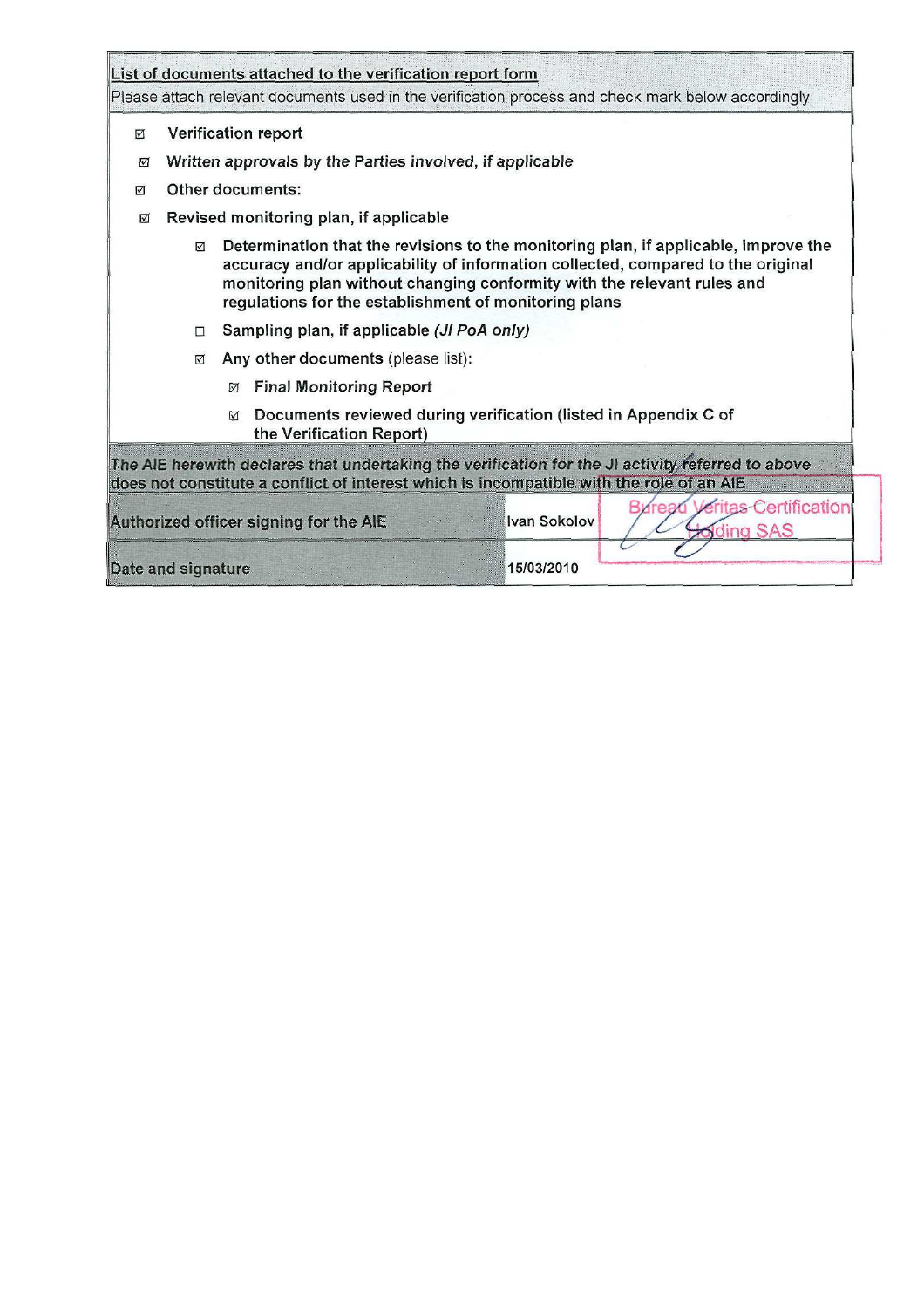**List of documents attached to the verification report form**

Please attach relevant documents used in the verification process and check mark below accordingly

- ☑ Verification report
- ☑ *Written approvals by the Parties involved, if applicable*
- ☑ Other documents:
- ☑ Revised monitoring plan, if applicable
  - ☑ Determination that the revisions to the monitoring plan, if applicable, improve the accuracy and/or applicability of information collected, compared to the original monitoring plan without changing conformity with the relevant rules and regulations for the establishment of monitoring plans
  - ☐ Sampling plan, if applicable *(JI PoA only)*
  - ☑ Any other documents (please list):
    - ☑ Final Monitoring Report
    - ☑ Documents reviewed during verification (listed in Appendix C of the Verification Report)

*The AIE herewith declares that undertaking the verification for the JI activity referred to above does not constitute a conflict of interest which is incompatible with the role of an AIE*

| | | |
|---|---|---|
| Authorized officer signing for the AIE | Ivan Sokolov | Bureau Veritas Certification Holding SAS |
| Date and signature | 15/03/2010 | |